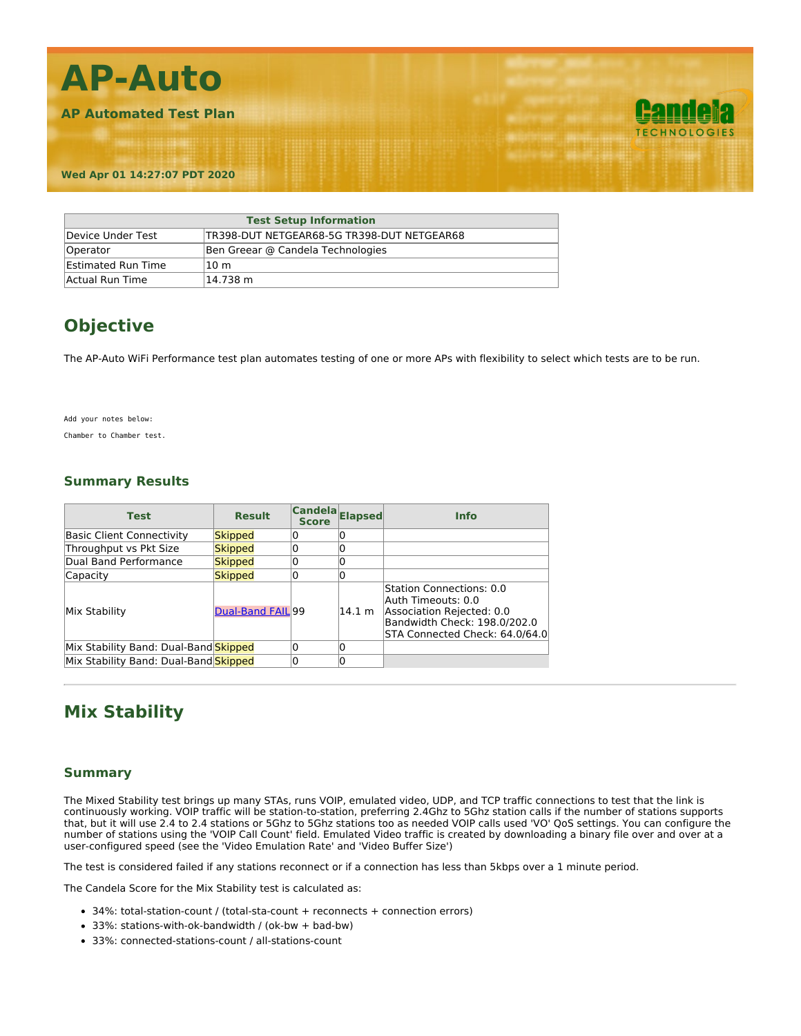# AP-Auto

**AP Automated Test Plan**

**Wed Apr 01 14:27:07 PDT 2020**

| Test Setup Information | |
|---|---|
| Device Under Test | TR398-DUT NETGEAR68-5G TR398-DUT NETGEAR68 |
| Operator | Ben Greear @ Candela Technologies |
| Estimated Run Time | 10 m |
| Actual Run Time | 14.738 m |

## Objective

The AP-Auto WiFi Performance test plan automates testing of one or more APs with flexibility to select which tests are to be run.

```
Add your notes below:
Chamber to Chamber test.
```

### Summary Results

| Test | Result | Candela Score | Elapsed | Info |
|---|---|---|---|---|
| Basic Client Connectivity | Skipped | 0 | 0 | |
| Throughput vs Pkt Size | Skipped | 0 | 0 | |
| Dual Band Performance | Skipped | 0 | 0 | |
| Capacity | Skipped | 0 | 0 | |
| Mix Stability | Dual-Band FAIL | 99 | 14.1 m | Station Connections: 0.0<br>Auth Timeouts: 0.0<br>Association Rejected: 0.0<br>Bandwidth Check: 198.0/202.0<br>STA Connected Check: 64.0/64.0 |
| Mix Stability Band: Dual-Band | Skipped | 0 | 0 | |
| Mix Stability Band: Dual-Band | Skipped | 0 | 0 | |

## Mix Stability

### Summary

The Mixed Stability test brings up many STAs, runs VOIP, emulated video, UDP, and TCP traffic connections to test that the link is continuously working. VOIP traffic will be station-to-station, preferring 2.4Ghz to 5Ghz station calls if the number of stations supports that, but it will use 2.4 to 2.4 stations or 5Ghz to 5Ghz stations too as needed VOIP calls used 'VO' QoS settings. You can configure the number of stations using the 'VOIP Call Count' field. Emulated Video traffic is created by downloading a binary file over and over at a user-configured speed (see the 'Video Emulation Rate' and 'Video Buffer Size')

The test is considered failed if any stations reconnect or if a connection has less than 5kbps over a 1 minute period.

The Candela Score for the Mix Stability test is calculated as:

- 34%: total-station-count / (total-sta-count + reconnects + connection errors)
- 33%: stations-with-ok-bandwidth / (ok-bw + bad-bw)
- 33%: connected-stations-count / all-stations-count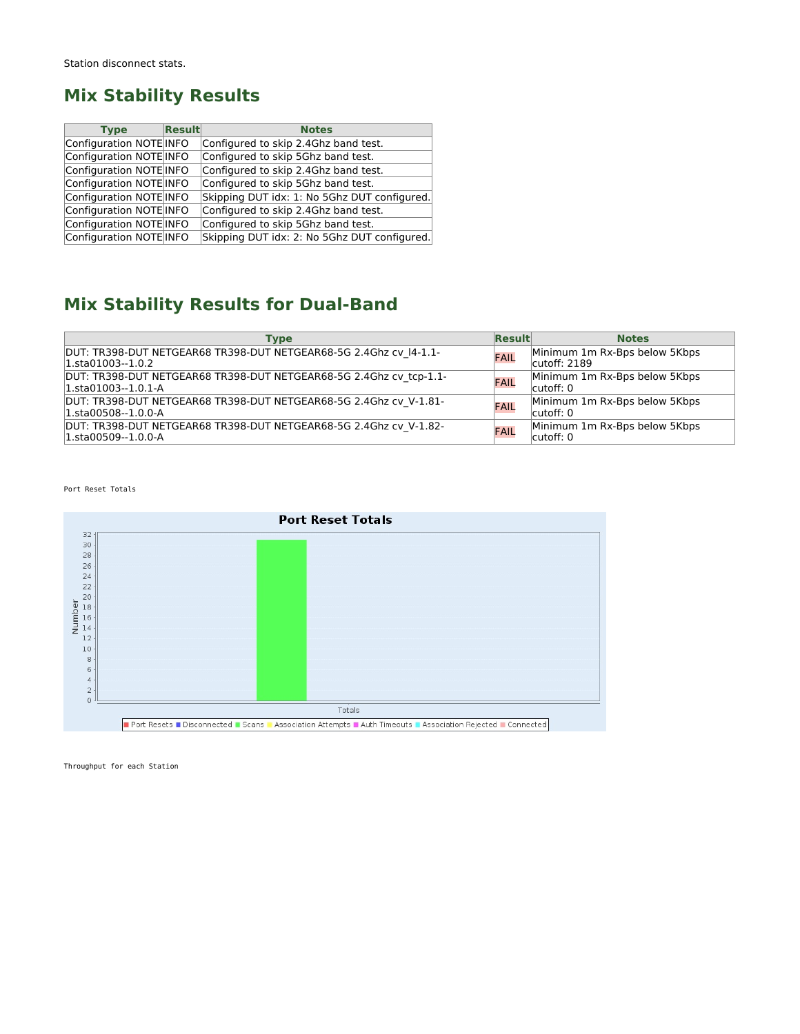Station disconnect stats.

## Mix Stability Results

| Type | Result | Notes |
|---|---|---|
| Configuration NOTE | INFO | Configured to skip 2.4Ghz band test. |
| Configuration NOTE | INFO | Configured to skip 5Ghz band test. |
| Configuration NOTE | INFO | Configured to skip 2.4Ghz band test. |
| Configuration NOTE | INFO | Configured to skip 5Ghz band test. |
| Configuration NOTE | INFO | Skipping DUT idx: 1: No 5Ghz DUT configured. |
| Configuration NOTE | INFO | Configured to skip 2.4Ghz band test. |
| Configuration NOTE | INFO | Configured to skip 5Ghz band test. |
| Configuration NOTE | INFO | Skipping DUT idx: 2: No 5Ghz DUT configured. |

## Mix Stability Results for Dual-Band

| Type | Result | Notes |
|---|---|---|
| DUT: TR398-DUT NETGEAR68 TR398-DUT NETGEAR68-5G 2.4Ghz cv_l4-1.1-1.sta01003--1.0.2 | FAIL | Minimum 1m Rx-Bps below 5Kbps cutoff: 2189 |
| DUT: TR398-DUT NETGEAR68 TR398-DUT NETGEAR68-5G 2.4Ghz cv_tcp-1.1-1.sta01003--1.0.1-A | FAIL | Minimum 1m Rx-Bps below 5Kbps cutoff: 0 |
| DUT: TR398-DUT NETGEAR68 TR398-DUT NETGEAR68-5G 2.4Ghz cv_V-1.81-1.sta00508--1.0.0-A | FAIL | Minimum 1m Rx-Bps below 5Kbps cutoff: 0 |
| DUT: TR398-DUT NETGEAR68 TR398-DUT NETGEAR68-5G 2.4Ghz cv_V-1.82-1.sta00509--1.0.0-A | FAIL | Minimum 1m Rx-Bps below 5Kbps cutoff: 0 |

Port Reset Totals

Throughput for each Station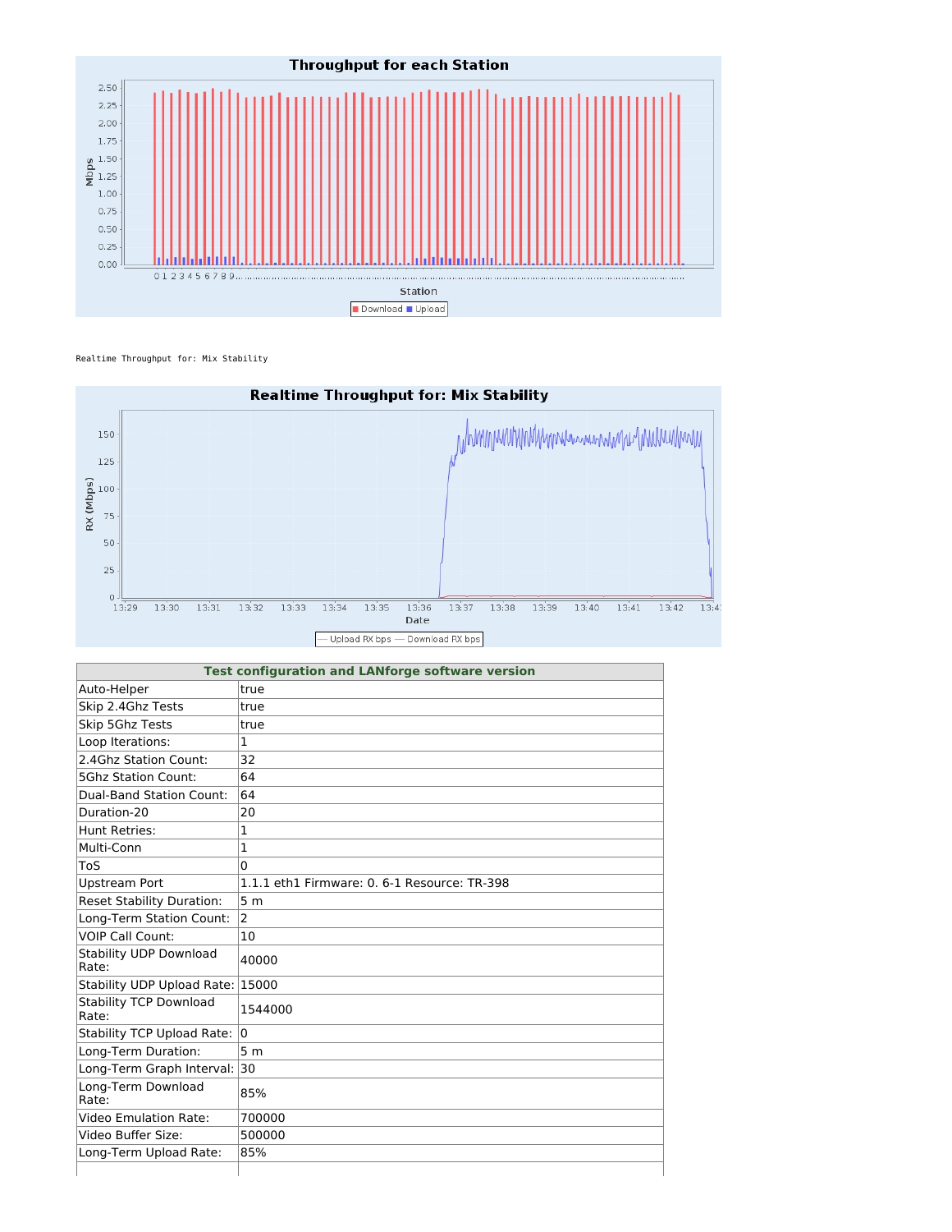Realtime Throughput for: Mix Stability

| Test configuration and LANforge software version | |
|---|---|
| Auto-Helper | true |
| Skip 2.4Ghz Tests | true |
| Skip 5Ghz Tests | true |
| Loop Iterations: | 1 |
| 2.4Ghz Station Count: | 32 |
| 5Ghz Station Count: | 64 |
| Dual-Band Station Count: | 64 |
| Duration-20 | 20 |
| Hunt Retries: | 1 |
| Multi-Conn | 1 |
| ToS | 0 |
| Upstream Port | 1.1.1 eth1 Firmware: 0. 6-1 Resource: TR-398 |
| Reset Stability Duration: | 5 m |
| Long-Term Station Count: | 2 |
| VOIP Call Count: | 10 |
| Stability UDP Download Rate: | 40000 |
| Stability UDP Upload Rate: | 15000 |
| Stability TCP Download Rate: | 1544000 |
| Stability TCP Upload Rate: | 0 |
| Long-Term Duration: | 5 m |
| Long-Term Graph Interval: | 30 |
| Long-Term Download Rate: | 85% |
| Video Emulation Rate: | 700000 |
| Video Buffer Size: | 500000 |
| Long-Term Upload Rate: | 85% |
| | |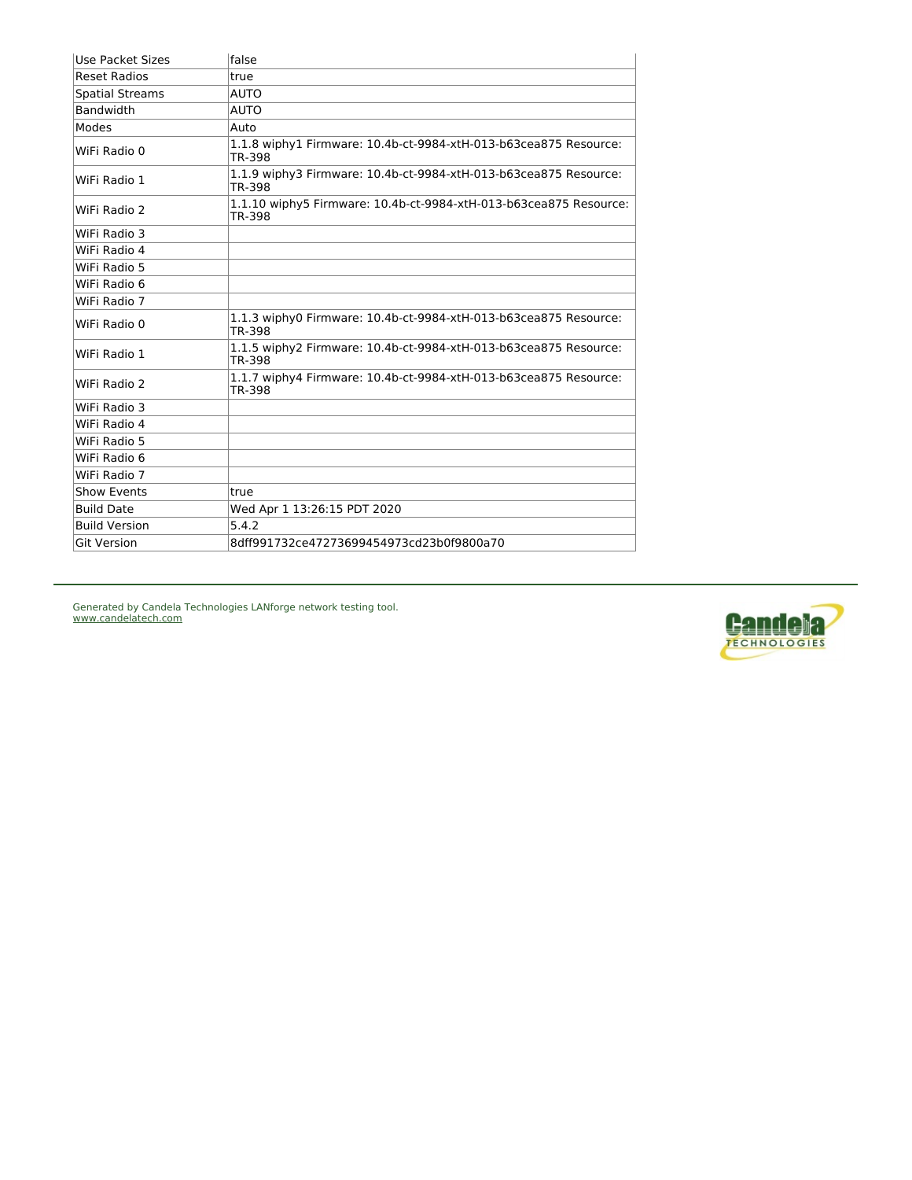| | |
|---|---|
| Use Packet Sizes | false |
| Reset Radios | true |
| Spatial Streams | AUTO |
| Bandwidth | AUTO |
| Modes | Auto |
| WiFi Radio 0 | 1.1.8 wiphy1 Firmware: 10.4b-ct-9984-xtH-013-b63cea875 Resource: TR-398 |
| WiFi Radio 1 | 1.1.9 wiphy3 Firmware: 10.4b-ct-9984-xtH-013-b63cea875 Resource: TR-398 |
| WiFi Radio 2 | 1.1.10 wiphy5 Firmware: 10.4b-ct-9984-xtH-013-b63cea875 Resource: TR-398 |
| WiFi Radio 3 | |
| WiFi Radio 4 | |
| WiFi Radio 5 | |
| WiFi Radio 6 | |
| WiFi Radio 7 | |
| WiFi Radio 0 | 1.1.3 wiphy0 Firmware: 10.4b-ct-9984-xtH-013-b63cea875 Resource: TR-398 |
| WiFi Radio 1 | 1.1.5 wiphy2 Firmware: 10.4b-ct-9984-xtH-013-b63cea875 Resource: TR-398 |
| WiFi Radio 2 | 1.1.7 wiphy4 Firmware: 10.4b-ct-9984-xtH-013-b63cea875 Resource: TR-398 |
| WiFi Radio 3 | |
| WiFi Radio 4 | |
| WiFi Radio 5 | |
| WiFi Radio 6 | |
| WiFi Radio 7 | |
| Show Events | true |
| Build Date | Wed Apr 1 13:26:15 PDT 2020 |
| Build Version | 5.4.2 |
| Git Version | 8dff991732ce47273699454973cd23b0f9800a70 |

Generated by Candela Technologies LANforge network testing tool.
www.candelatech.com